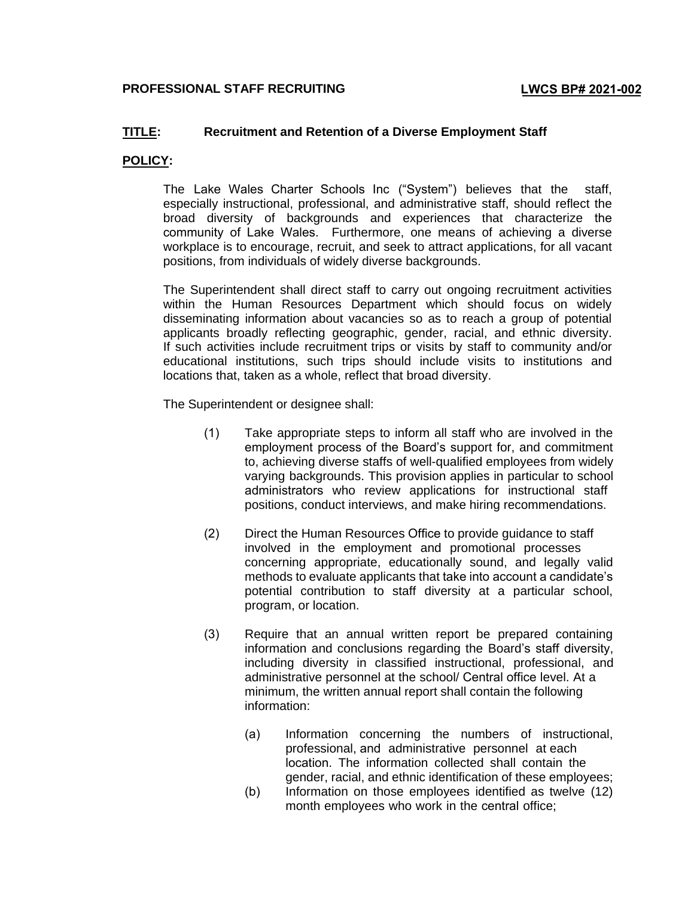**PROFESSIONAL STAFF RECRUITING** **LWCS BP# 2021-002**

**TITLE:** **Recruitment and Retention of a Diverse Employment Staff**

**POLICY:**

The Lake Wales Charter Schools Inc ("System") believes that the staff, especially instructional, professional, and administrative staff, should reflect the broad diversity of backgrounds and experiences that characterize the community of Lake Wales. Furthermore, one means of achieving a diverse workplace is to encourage, recruit, and seek to attract applications, for all vacant positions, from individuals of widely diverse backgrounds.

The Superintendent shall direct staff to carry out ongoing recruitment activities within the Human Resources Department which should focus on widely disseminating information about vacancies so as to reach a group of potential applicants broadly reflecting geographic, gender, racial, and ethnic diversity. If such activities include recruitment trips or visits by staff to community and/or educational institutions, such trips should include visits to institutions and locations that, taken as a whole, reflect that broad diversity.

The Superintendent or designee shall:

(1) Take appropriate steps to inform all staff who are involved in the employment process of the Board's support for, and commitment to, achieving diverse staffs of well-qualified employees from widely varying backgrounds. This provision applies in particular to school administrators who review applications for instructional staff positions, conduct interviews, and make hiring recommendations.

(2) Direct the Human Resources Office to provide guidance to staff involved in the employment and promotional processes concerning appropriate, educationally sound, and legally valid methods to evaluate applicants that take into account a candidate's potential contribution to staff diversity at a particular school, program, or location.

(3) Require that an annual written report be prepared containing information and conclusions regarding the Board's staff diversity, including diversity in classified instructional, professional, and administrative personnel at the school/ Central office level. At a minimum, the written annual report shall contain the following information:

(a) Information concerning the numbers of instructional, professional, and administrative personnel at each location. The information collected shall contain the gender, racial, and ethnic identification of these employees;

(b) Information on those employees identified as twelve (12) month employees who work in the central office;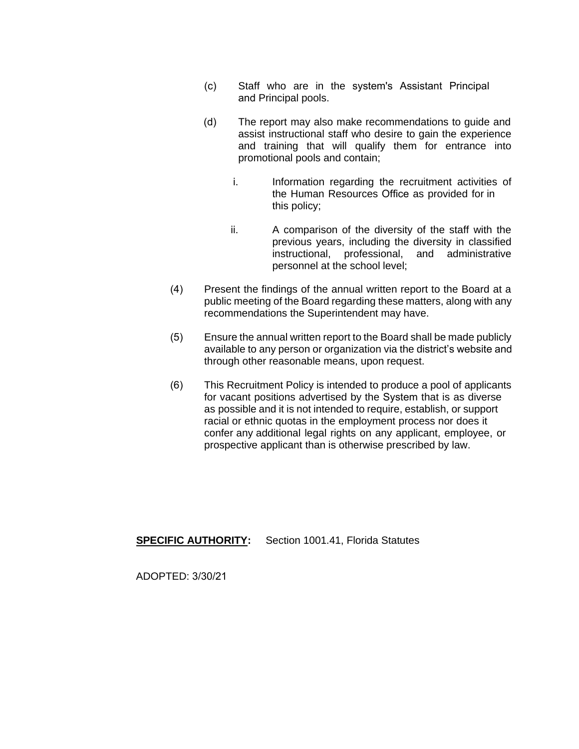(c) Staff who are in the system's Assistant Principal and Principal pools.

(d) The report may also make recommendations to guide and assist instructional staff who desire to gain the experience and training that will qualify them for entrance into promotional pools and contain;

i. Information regarding the recruitment activities of the Human Resources Office as provided for in this policy;

ii. A comparison of the diversity of the staff with the previous years, including the diversity in classified instructional, professional, and administrative personnel at the school level;

(4) Present the findings of the annual written report to the Board at a public meeting of the Board regarding these matters, along with any recommendations the Superintendent may have.

(5) Ensure the annual written report to the Board shall be made publicly available to any person or organization via the district's website and through other reasonable means, upon request.

(6) This Recruitment Policy is intended to produce a pool of applicants for vacant positions advertised by the System that is as diverse as possible and it is not intended to require, establish, or support racial or ethnic quotas in the employment process nor does it confer any additional legal rights on any applicant, employee, or prospective applicant than is otherwise prescribed by law.

**SPECIFIC AUTHORITY:** Section 1001.41, Florida Statutes

ADOPTED: 3/30/21